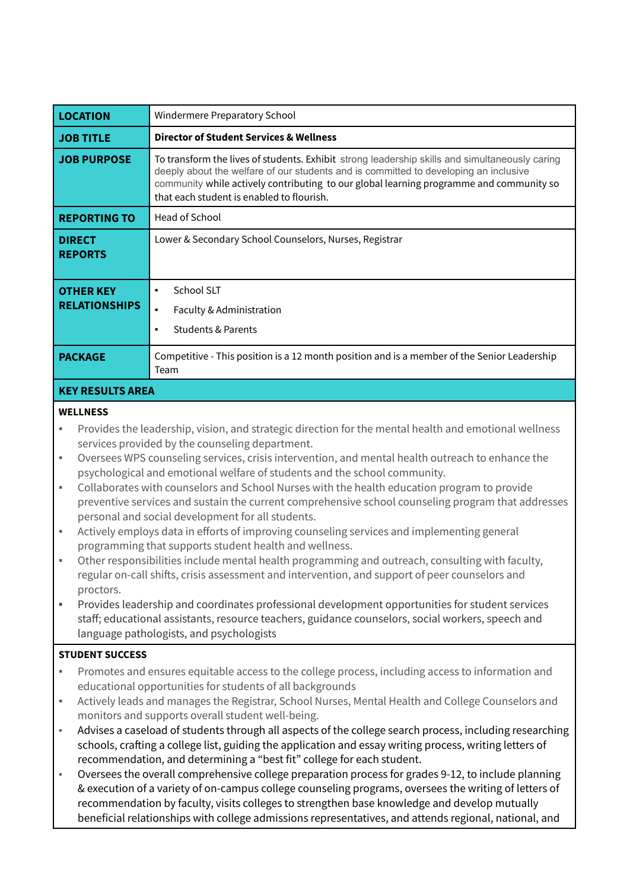| LOCATION | Windermere Preparatory School |
|---|---|
| **JOB TITLE** | **Director of Student Services & Wellness** |
| **JOB PURPOSE** | To transform the lives of students. Exhibit strong leadership skills and simultaneously caring deeply about the welfare of our students and is committed to developing an inclusive community while actively contributing to our global learning programme and community so that each student is enabled to flourish. |
| **REPORTING TO** | Head of School |
| **DIRECT REPORTS** | Lower & Secondary School Counselors, Nurses, Registrar |
| **OTHER KEY RELATIONSHIPS** | ▪ School SLT<br>▪ Faculty & Administration<br>▪ Students & Parents |
| **PACKAGE** | Competitive - This position is a 12 month position and is a member of the Senior Leadership Team |

## KEY RESULTS AREA

### WELLNESS

- Provides the leadership, vision, and strategic direction for the mental health and emotional wellness services provided by the counseling department.
- Oversees WPS counseling services, crisis intervention, and mental health outreach to enhance the psychological and emotional welfare of students and the school community.
- Collaborates with counselors and School Nurses with the health education program to provide preventive services and sustain the current comprehensive school counseling program that addresses personal and social development for all students.
- Actively employs data in efforts of improving counseling services and implementing general programming that supports student health and wellness.
- Other responsibilities include mental health programming and outreach, consulting with faculty, regular on-call shifts, crisis assessment and intervention, and support of peer counselors and proctors.
- Provides leadership and coordinates professional development opportunities for student services staff; educational assistants, resource teachers, guidance counselors, social workers, speech and language pathologists, and psychologists

### STUDENT SUCCESS

- Promotes and ensures equitable access to the college process, including access to information and educational opportunities for students of all backgrounds
- Actively leads and manages the Registrar, School Nurses, Mental Health and College Counselors and monitors and supports overall student well-being.
- Advises a caseload of students through all aspects of the college search process, including researching schools, crafting a college list, guiding the application and essay writing process, writing letters of recommendation, and determining a "best fit" college for each student.
- Oversees the overall comprehensive college preparation process for grades 9-12, to include planning & execution of a variety of on-campus college counseling programs, oversees the writing of letters of recommendation by faculty, visits colleges to strengthen base knowledge and develop mutually beneficial relationships with college admissions representatives, and attends regional, national, and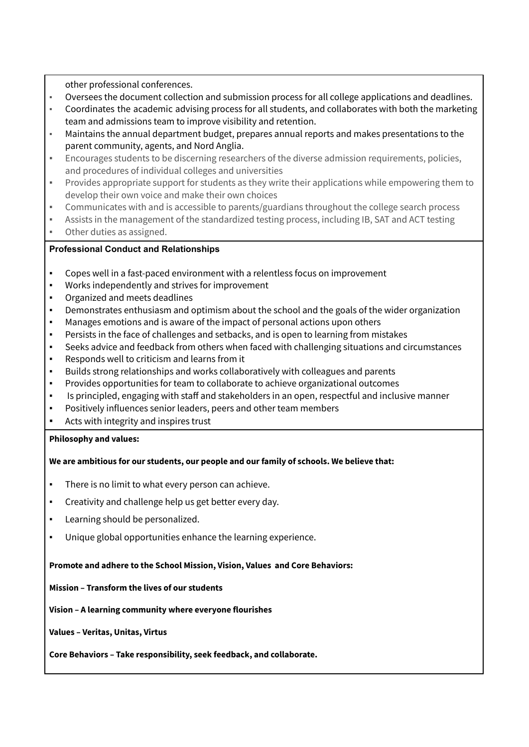other professional conferences.

- Oversees the document collection and submission process for all college applications and deadlines.
- Coordinates the academic advising process for all students, and collaborates with both the marketing team and admissions team to improve visibility and retention.
- Maintains the annual department budget, prepares annual reports and makes presentations to the parent community, agents, and Nord Anglia.
- Encourages students to be discerning researchers of the diverse admission requirements, policies, and procedures of individual colleges and universities
- Provides appropriate support for students as they write their applications while empowering them to develop their own voice and make their own choices
- Communicates with and is accessible to parents/guardians throughout the college search process
- Assists in the management of the standardized testing process, including IB, SAT and ACT testing
- Other duties as assigned.

**Professional Conduct and Relationships**

- Copes well in a fast-paced environment with a relentless focus on improvement
- Works independently and strives for improvement
- Organized and meets deadlines
- Demonstrates enthusiasm and optimism about the school and the goals of the wider organization
- Manages emotions and is aware of the impact of personal actions upon others
- Persists in the face of challenges and setbacks, and is open to learning from mistakes
- Seeks advice and feedback from others when faced with challenging situations and circumstances
- Responds well to criticism and learns from it
- Builds strong relationships and works collaboratively with colleagues and parents
- Provides opportunities for team to collaborate to achieve organizational outcomes
- Is principled, engaging with staff and stakeholders in an open, respectful and inclusive manner
- Positively influences senior leaders, peers and other team members
- Acts with integrity and inspires trust

**Philosophy and values:**

**We are ambitious for our students, our people and our family of schools. We believe that:**

- There is no limit to what every person can achieve.
- Creativity and challenge help us get better every day.
- Learning should be personalized.
- Unique global opportunities enhance the learning experience.

**Promote and adhere to the School Mission, Vision, Values and Core Behaviors:**

**Mission – Transform the lives of our students**

**Vision – A learning community where everyone flourishes**

**Values – Veritas, Unitas, Virtus**

**Core Behaviors – Take responsibility, seek feedback, and collaborate.**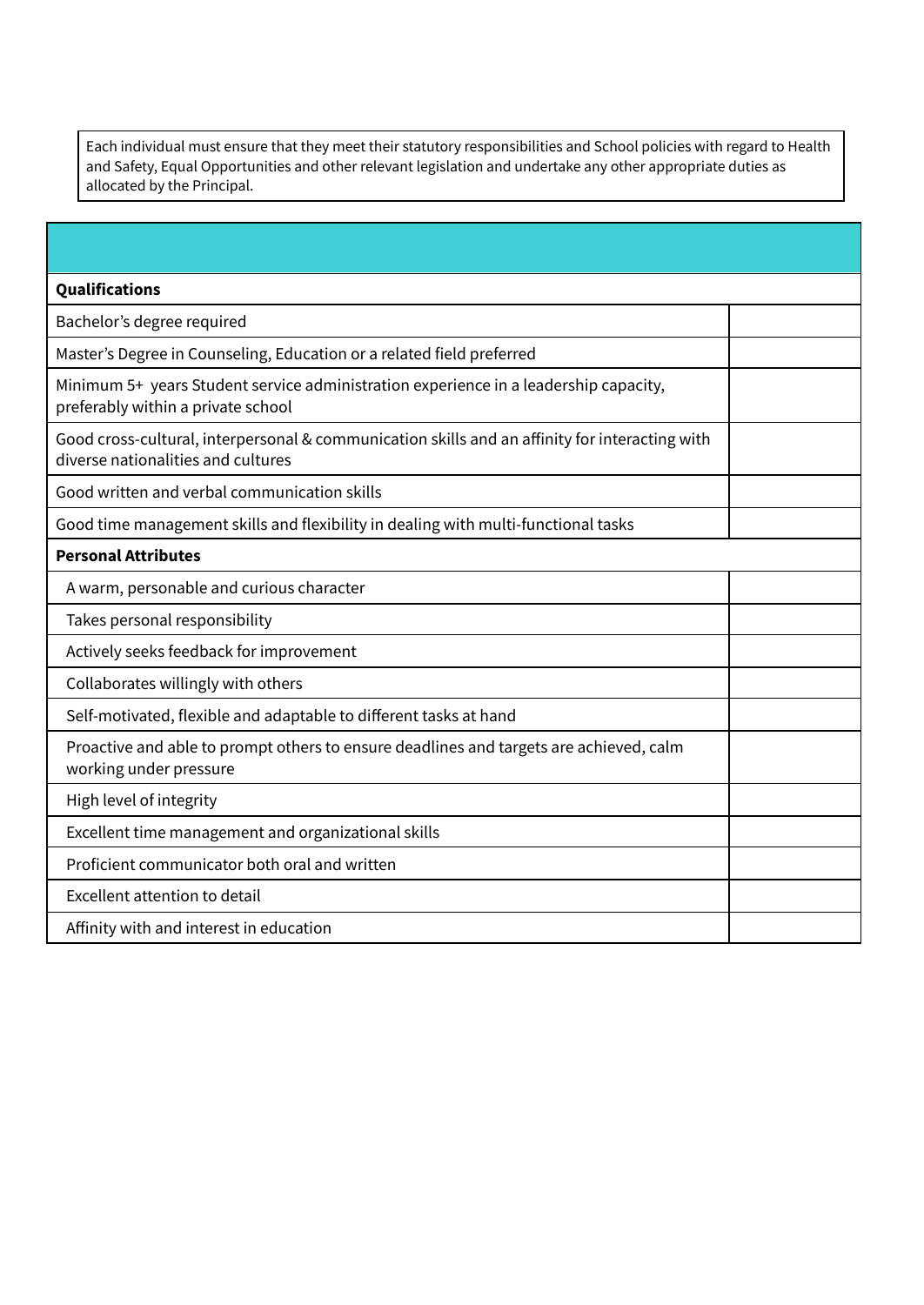Each individual must ensure that they meet their statutory responsibilities and School policies with regard to Health and Safety, Equal Opportunities and other relevant legislation and undertake any other appropriate duties as allocated by the Principal.

| | |
|---|---|
| **Qualifications** | |
| Bachelor's degree required | |
| Master's Degree in Counseling, Education or a related field preferred | |
| Minimum 5+ years Student service administration experience in a leadership capacity, preferably within a private school | |
| Good cross-cultural, interpersonal & communication skills and an affinity for interacting with diverse nationalities and cultures | |
| Good written and verbal communication skills | |
| Good time management skills and flexibility in dealing with multi-functional tasks | |
| **Personal Attributes** | |
| A warm, personable and curious character | |
| Takes personal responsibility | |
| Actively seeks feedback for improvement | |
| Collaborates willingly with others | |
| Self-motivated, flexible and adaptable to different tasks at hand | |
| Proactive and able to prompt others to ensure deadlines and targets are achieved, calm working under pressure | |
| High level of integrity | |
| Excellent time management and organizational skills | |
| Proficient communicator both oral and written | |
| Excellent attention to detail | |
| Affinity with and interest in education | |